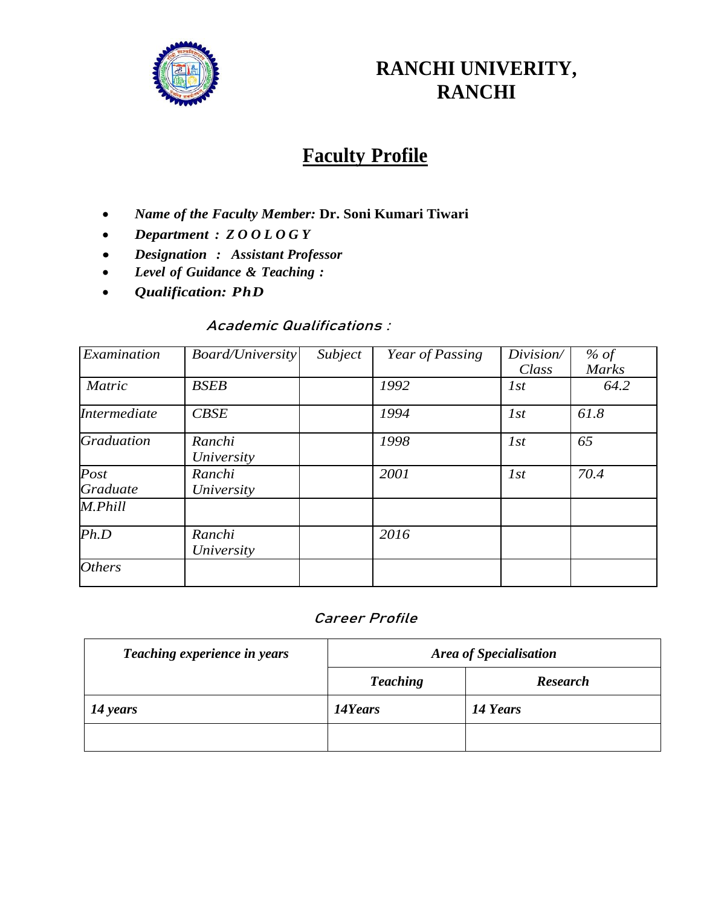# RANCHI UNIVERITY, RANCHI

## Faculty Profile

- ***Name of the Faculty Member:*** **Dr. Soni Kumari Tiwari**
- ***Department : Z O O L O G Y***
- ***Designation : Assistant Professor***
- ***Level of Guidance & Teaching :***
- ***Qualification: PhD***

### *Academic Qualifications :*

| *Examination* | *Board/University* | *Subject* | *Year of Passing* | *Division/ Class* | *% of Marks* |
|---|---|---|---|---|---|
| *Matric* | *BSEB* | | *1992* | *1st* | *64.2* |
| *Intermediate* | *CBSE* | | *1994* | *1st* | *61.8* |
| *Graduation* | *Ranchi University* | | *1998* | *1st* | *65* |
| *Post Graduate* | *Ranchi University* | | *2001* | *1st* | *70.4* |
| *M.Phill* | | | | | |
| *Ph.D* | *Ranchi University* | | *2016* | | |
| *Others* | | | | | |

### *Career Profile*

| ***Teaching experience in years*** | ***Area of Specialisation*** | |
|---|---|---|
| | ***Teaching*** | ***Research*** |
| ***14 years*** | ***14Years*** | ***14 Years*** |
| | | |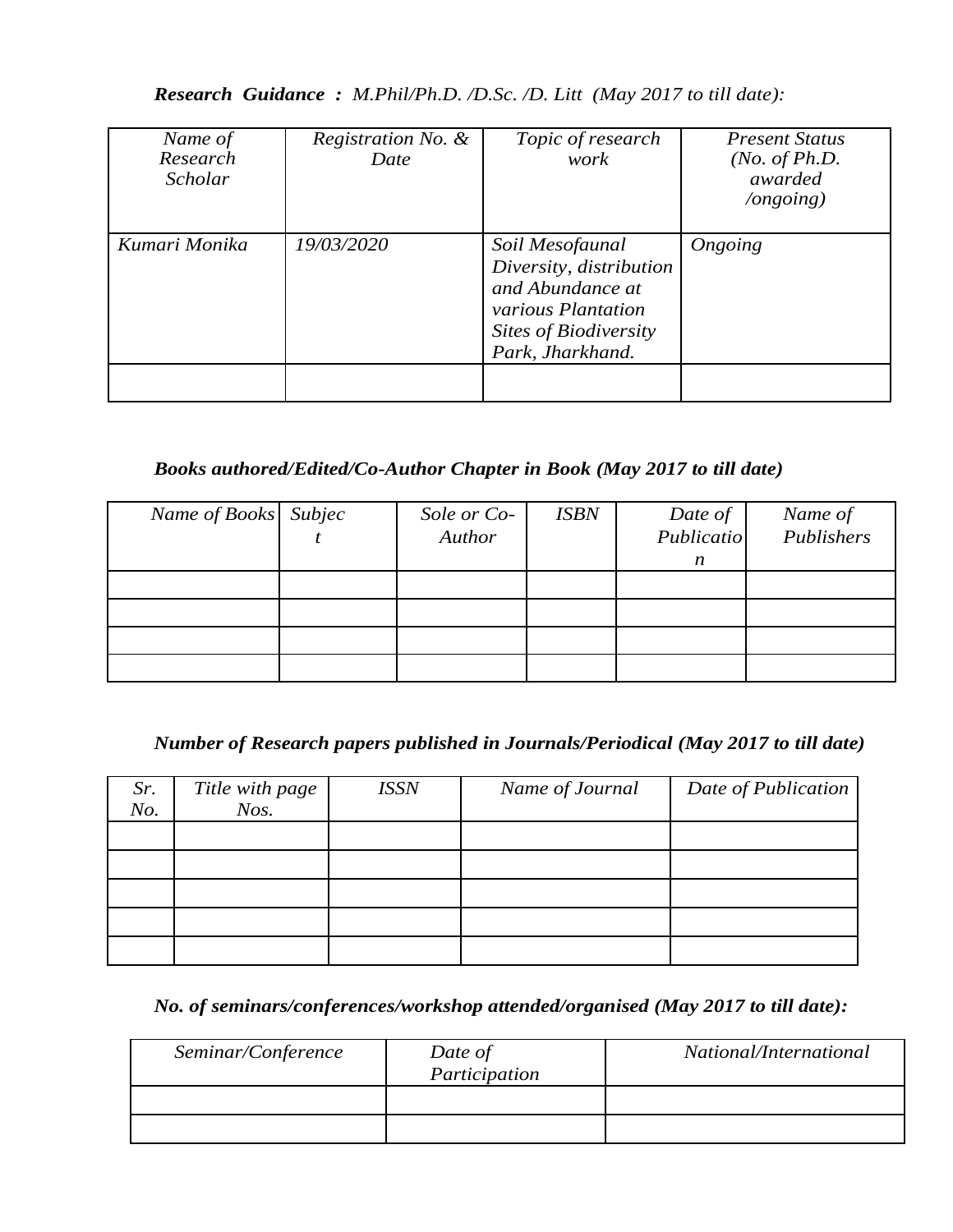***Research Guidance :*** *M.Phil/Ph.D. /D.Sc. /D. Litt (May 2017 to till date):*

| *Name of Research Scholar* | *Registration No. & Date* | *Topic of research work* | *Present Status (No. of Ph.D. awarded /ongoing)* |
|---|---|---|---|
| *Kumari Monika* | *19/03/2020* | *Soil Mesofaunal Diversity, distribution and Abundance at various Plantation Sites of Biodiversity Park, Jharkhand.* | *Ongoing* |
| | | | |

***Books authored/Edited/Co-Author Chapter in Book (May 2017 to till date)***

| *Name of Books* | *Subject* | *Sole or Co-Author* | *ISBN* | *Date of Publication* | *Name of Publishers* |
|---|---|---|---|---|---|
| | | | | | |
| | | | | | |
| | | | | | |
| | | | | | |

***Number of Research papers published in Journals/Periodical (May 2017 to till date)***

| *Sr. No.* | *Title with page Nos.* | *ISSN* | *Name of Journal* | *Date of Publication* |
|---|---|---|---|---|
| | | | | |
| | | | | |
| | | | | |
| | | | | |
| | | | | |

***No. of seminars/conferences/workshop attended/organised (May 2017 to till date):***

| *Seminar/Conference* | *Date of Participation* | *National/International* |
|---|---|---|
| | | |
| | | |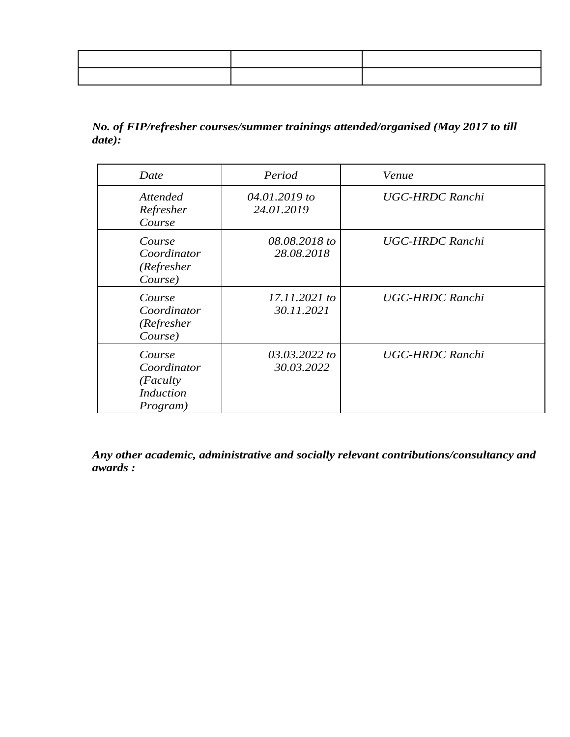| | | |
|---|---|---|
| | | |
| | | |

***No. of FIP/refresher courses/summer trainings attended/organised (May 2017 to till date):***

| *Date* | *Period* | *Venue* |
|---|---|---|
| *Attended Refresher Course* | *04.01.2019 to 24.01.2019* | *UGC-HRDC Ranchi* |
| *Course Coordinator (Refresher Course)* | *08.08.2018 to 28.08.2018* | *UGC-HRDC Ranchi* |
| *Course Coordinator (Refresher Course)* | *17.11.2021 to 30.11.2021* | *UGC-HRDC Ranchi* |
| *Course Coordinator (Faculty Induction Program)* | *03.03.2022 to 30.03.2022* | *UGC-HRDC Ranchi* |

***Any other academic, administrative and socially relevant contributions/consultancy and awards :***